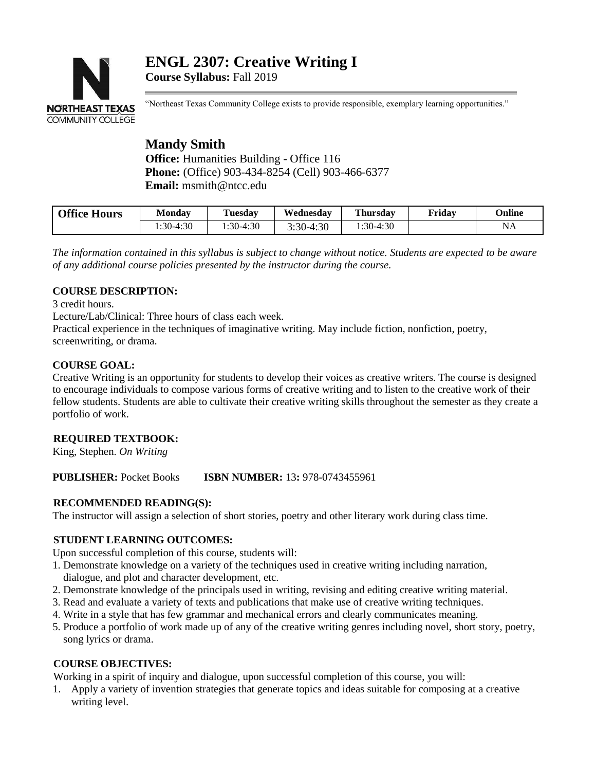# ENGL 2307: Creative Writing I

**Course Syllabus:** Fall 2019

"Northeast Texas Community College exists to provide responsible, exemplary learning opportunities."

## Mandy Smith

**Office:** Humanities Building - Office 116
**Phone:** (Office) 903-434-8254 (Cell) 903-466-6377
**Email:** msmith@ntcc.edu

| Office Hours | Monday | Tuesday | Wednesday | Thursday | Friday | Online |
|---|---|---|---|---|---|---|
| | 1:30-4:30 | 1:30-4:30 | 3:30-4:30 | 1:30-4:30 | | NA |

*The information contained in this syllabus is subject to change without notice. Students are expected to be aware of any additional course policies presented by the instructor during the course.*

**COURSE DESCRIPTION:**

3 credit hours.
Lecture/Lab/Clinical: Three hours of class each week.
Practical experience in the techniques of imaginative writing. May include fiction, nonfiction, poetry, screenwriting, or drama.

**COURSE GOAL:**

Creative Writing is an opportunity for students to develop their voices as creative writers. The course is designed to encourage individuals to compose various forms of creative writing and to listen to the creative work of their fellow students. Students are able to cultivate their creative writing skills throughout the semester as they create a portfolio of work.

**REQUIRED TEXTBOOK:**

King, Stephen. *On Writing*

**PUBLISHER:** Pocket Books **ISBN NUMBER:** 13**:** 978-0743455961

**RECOMMENDED READING(S):**

The instructor will assign a selection of short stories, poetry and other literary work during class time.

**STUDENT LEARNING OUTCOMES:**

Upon successful completion of this course, students will:

1. Demonstrate knowledge on a variety of the techniques used in creative writing including narration, dialogue, and plot and character development, etc.
2. Demonstrate knowledge of the principals used in writing, revising and editing creative writing material.
3. Read and evaluate a variety of texts and publications that make use of creative writing techniques.
4. Write in a style that has few grammar and mechanical errors and clearly communicates meaning.
5. Produce a portfolio of work made up of any of the creative writing genres including novel, short story, poetry, song lyrics or drama.

**COURSE OBJECTIVES:**

Working in a spirit of inquiry and dialogue, upon successful completion of this course, you will:

1. Apply a variety of invention strategies that generate topics and ideas suitable for composing at a creative writing level.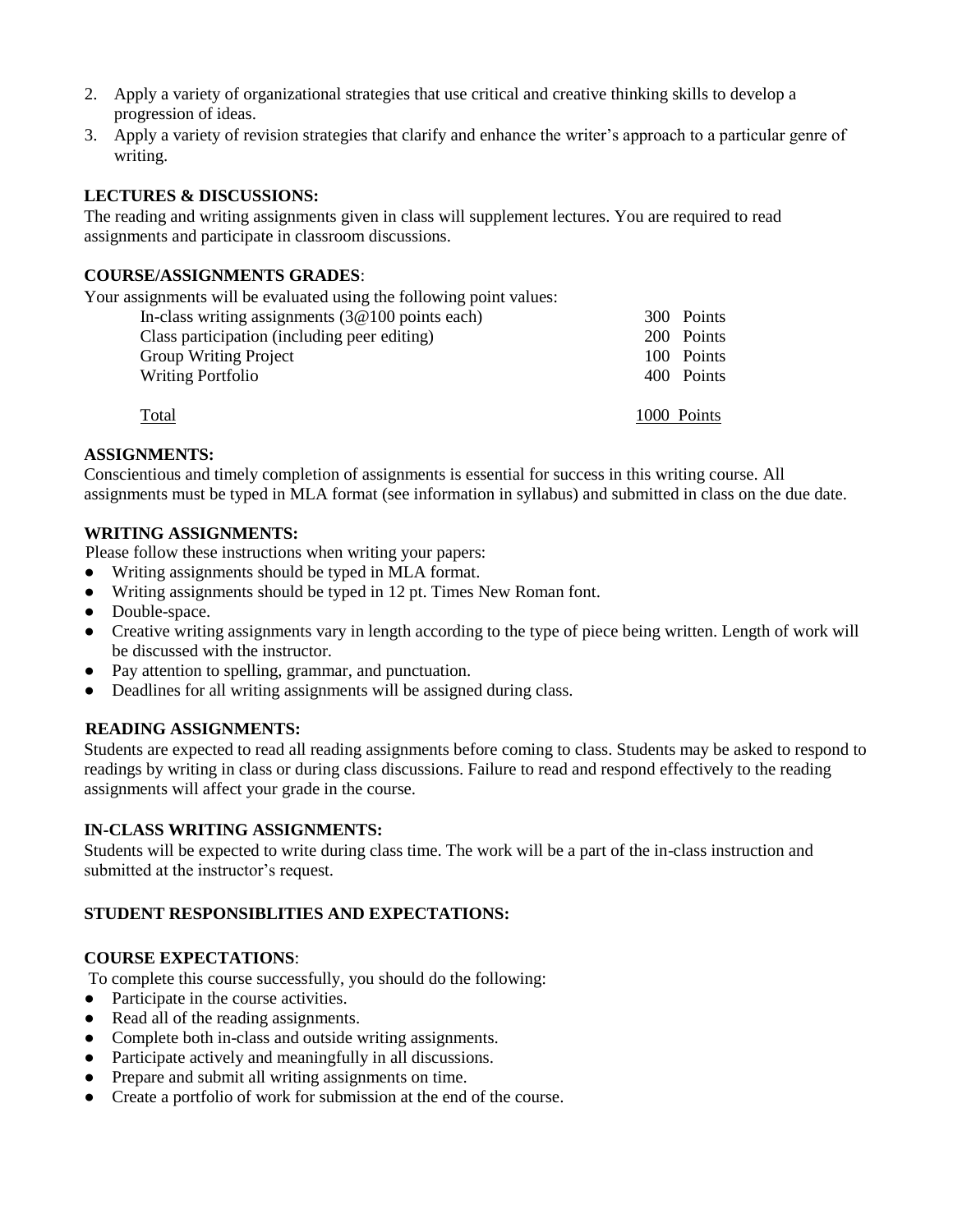2. Apply a variety of organizational strategies that use critical and creative thinking skills to develop a progression of ideas.
3. Apply a variety of revision strategies that clarify and enhance the writer's approach to a particular genre of writing.

**LECTURES & DISCUSSIONS:**

The reading and writing assignments given in class will supplement lectures. You are required to read assignments and participate in classroom discussions.

**COURSE/ASSIGNMENTS GRADES**:

Your assignments will be evaluated using the following point values:

| | |
|---|---|
| In-class writing assignments (3@100 points each) | 300 Points |
| Class participation (including peer editing) | 200 Points |
| Group Writing Project | 100 Points |
| Writing Portfolio | 400 Points |
| Total | 1000 Points |

**ASSIGNMENTS:**

Conscientious and timely completion of assignments is essential for success in this writing course. All assignments must be typed in MLA format (see information in syllabus) and submitted in class on the due date.

**WRITING ASSIGNMENTS:**

Please follow these instructions when writing your papers:

- Writing assignments should be typed in MLA format.
- Writing assignments should be typed in 12 pt. Times New Roman font.
- Double-space.
- Creative writing assignments vary in length according to the type of piece being written. Length of work will be discussed with the instructor.
- Pay attention to spelling, grammar, and punctuation.
- Deadlines for all writing assignments will be assigned during class.

**READING ASSIGNMENTS:**

Students are expected to read all reading assignments before coming to class. Students may be asked to respond to readings by writing in class or during class discussions. Failure to read and respond effectively to the reading assignments will affect your grade in the course.

**IN-CLASS WRITING ASSIGNMENTS:**

Students will be expected to write during class time. The work will be a part of the in-class instruction and submitted at the instructor's request.

**STUDENT RESPONSIBLITIES AND EXPECTATIONS:**

**COURSE EXPECTATIONS**:

To complete this course successfully, you should do the following:

- Participate in the course activities.
- Read all of the reading assignments.
- Complete both in-class and outside writing assignments.
- Participate actively and meaningfully in all discussions.
- Prepare and submit all writing assignments on time.
- Create a portfolio of work for submission at the end of the course.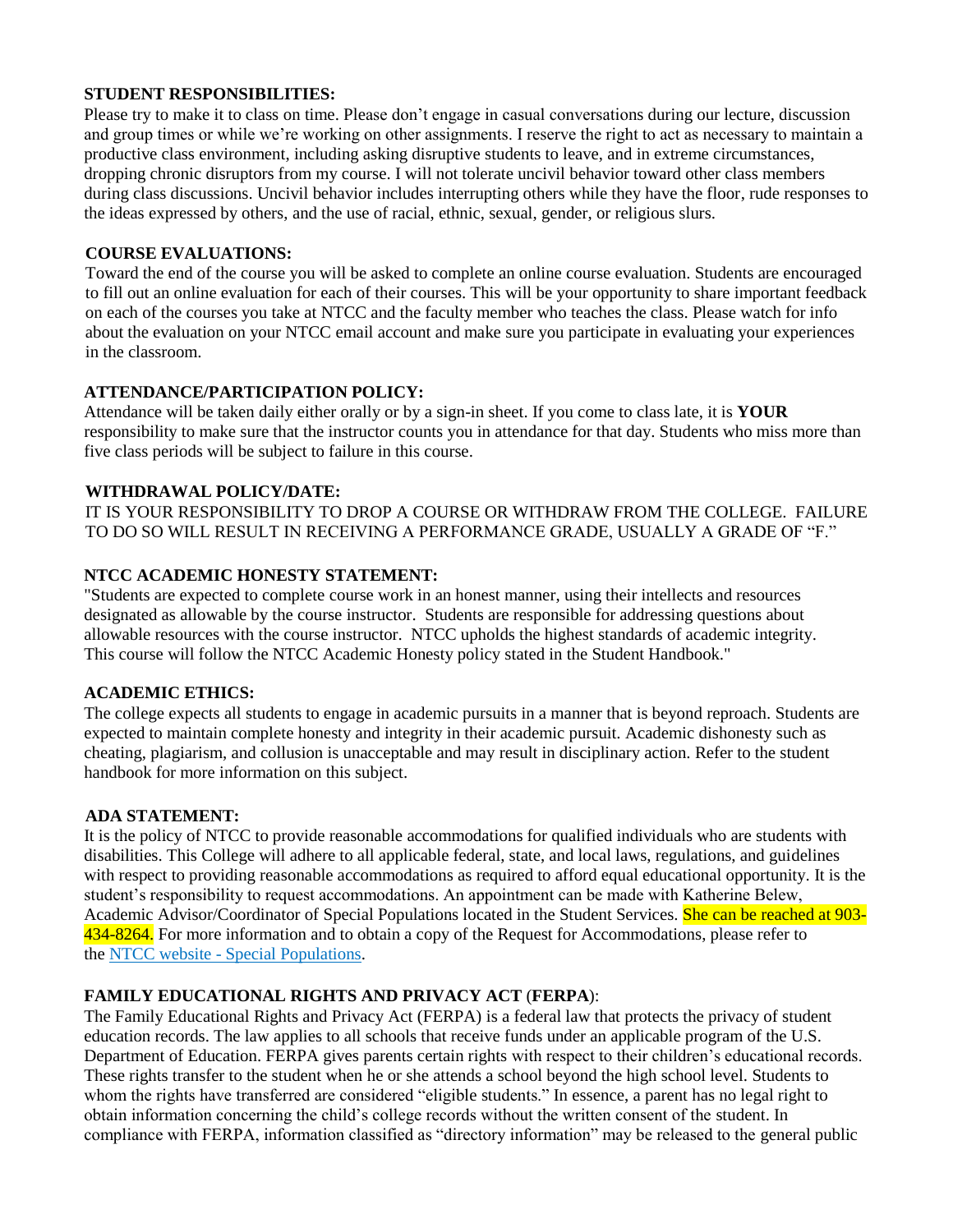### STUDENT RESPONSIBILITIES:

Please try to make it to class on time. Please don't engage in casual conversations during our lecture, discussion and group times or while we're working on other assignments. I reserve the right to act as necessary to maintain a productive class environment, including asking disruptive students to leave, and in extreme circumstances, dropping chronic disruptors from my course. I will not tolerate uncivil behavior toward other class members during class discussions. Uncivil behavior includes interrupting others while they have the floor, rude responses to the ideas expressed by others, and the use of racial, ethnic, sexual, gender, or religious slurs.

### COURSE EVALUATIONS:

Toward the end of the course you will be asked to complete an online course evaluation. Students are encouraged to fill out an online evaluation for each of their courses. This will be your opportunity to share important feedback on each of the courses you take at NTCC and the faculty member who teaches the class. Please watch for info about the evaluation on your NTCC email account and make sure you participate in evaluating your experiences in the classroom.

### ATTENDANCE/PARTICIPATION POLICY:

Attendance will be taken daily either orally or by a sign-in sheet. If you come to class late, it is **YOUR** responsibility to make sure that the instructor counts you in attendance for that day. Students who miss more than five class periods will be subject to failure in this course.

### WITHDRAWAL POLICY/DATE:

IT IS YOUR RESPONSIBILITY TO DROP A COURSE OR WITHDRAW FROM THE COLLEGE. FAILURE TO DO SO WILL RESULT IN RECEIVING A PERFORMANCE GRADE, USUALLY A GRADE OF "F."

### NTCC ACADEMIC HONESTY STATEMENT:

"Students are expected to complete course work in an honest manner, using their intellects and resources designated as allowable by the course instructor. Students are responsible for addressing questions about allowable resources with the course instructor. NTCC upholds the highest standards of academic integrity. This course will follow the NTCC Academic Honesty policy stated in the Student Handbook."

### ACADEMIC ETHICS:

The college expects all students to engage in academic pursuits in a manner that is beyond reproach. Students are expected to maintain complete honesty and integrity in their academic pursuit. Academic dishonesty such as cheating, plagiarism, and collusion is unacceptable and may result in disciplinary action. Refer to the student handbook for more information on this subject.

### ADA STATEMENT:

It is the policy of NTCC to provide reasonable accommodations for qualified individuals who are students with disabilities. This College will adhere to all applicable federal, state, and local laws, regulations, and guidelines with respect to providing reasonable accommodations as required to afford equal educational opportunity. It is the student's responsibility to request accommodations. An appointment can be made with Katherine Belew, Academic Advisor/Coordinator of Special Populations located in the Student Services. She can be reached at 903-434-8264. For more information and to obtain a copy of the Request for Accommodations, please refer to the [NTCC website - Special Populations](NTCC website - Special Populations).

### FAMILY EDUCATIONAL RIGHTS AND PRIVACY ACT (FERPA):

The Family Educational Rights and Privacy Act (FERPA) is a federal law that protects the privacy of student education records. The law applies to all schools that receive funds under an applicable program of the U.S. Department of Education. FERPA gives parents certain rights with respect to their children's educational records. These rights transfer to the student when he or she attends a school beyond the high school level. Students to whom the rights have transferred are considered "eligible students." In essence, a parent has no legal right to obtain information concerning the child's college records without the written consent of the student. In compliance with FERPA, information classified as "directory information" may be released to the general public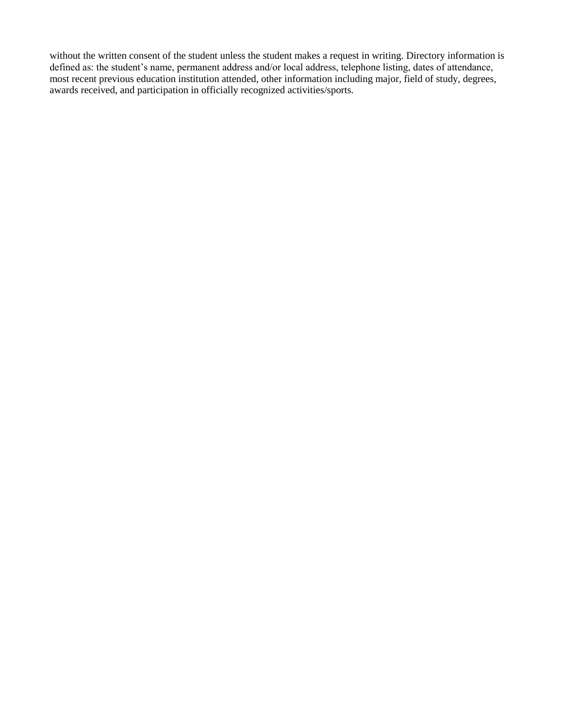without the written consent of the student unless the student makes a request in writing. Directory information is defined as: the student’s name, permanent address and/or local address, telephone listing, dates of attendance, most recent previous education institution attended, other information including major, field of study, degrees, awards received, and participation in officially recognized activities/sports.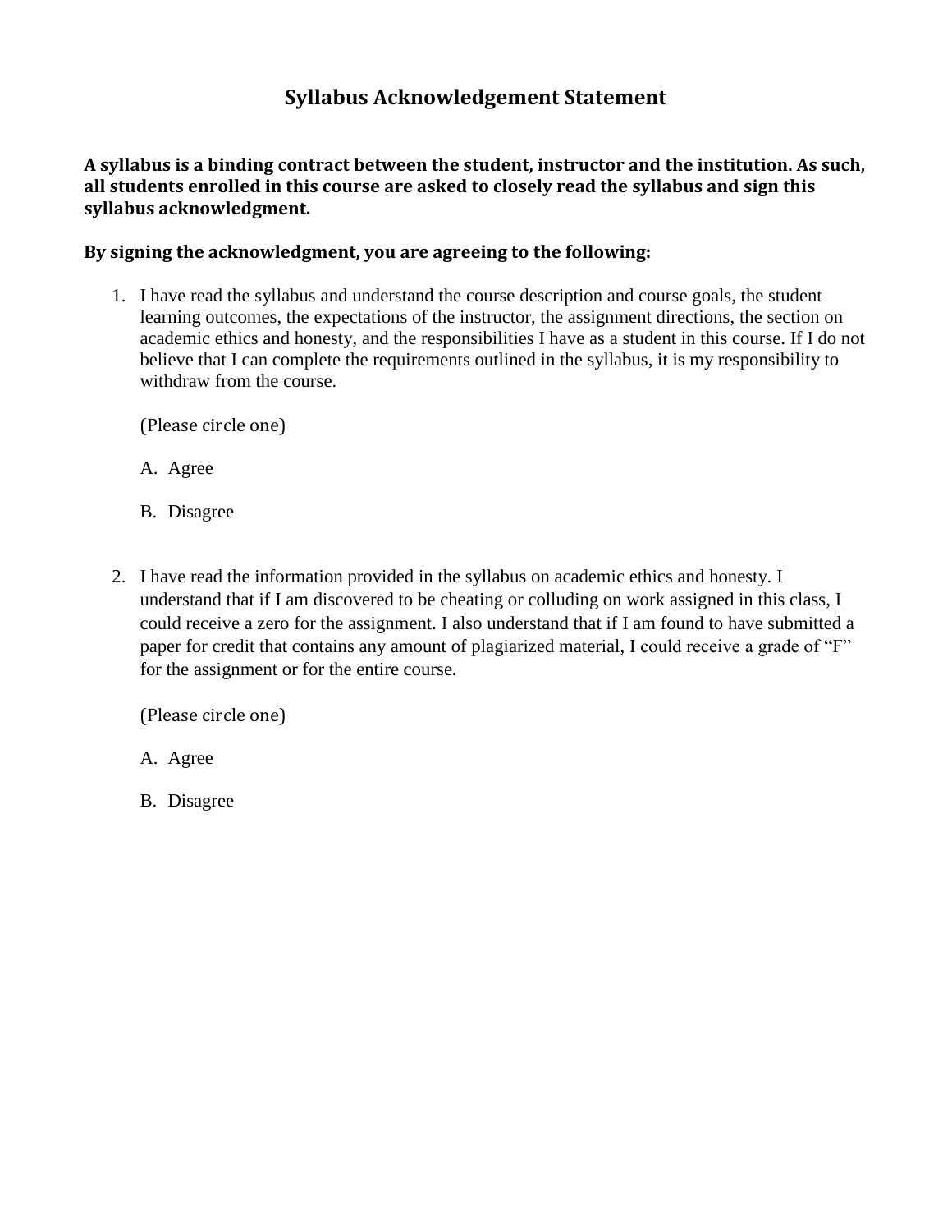# Syllabus Acknowledgement Statement

**A syllabus is a binding contract between the student, instructor and the institution. As such, all students enrolled in this course are asked to closely read the syllabus and sign this syllabus acknowledgment.**

**By signing the acknowledgment, you are agreeing to the following:**

1. I have read the syllabus and understand the course description and course goals, the student learning outcomes, the expectations of the instructor, the assignment directions, the section on academic ethics and honesty, and the responsibilities I have as a student in this course. If I do not believe that I can complete the requirements outlined in the syllabus, it is my responsibility to withdraw from the course.

   (Please circle one)

   A. Agree

   B. Disagree

2. I have read the information provided in the syllabus on academic ethics and honesty. I understand that if I am discovered to be cheating or colluding on work assigned in this class, I could receive a zero for the assignment. I also understand that if I am found to have submitted a paper for credit that contains any amount of plagiarized material, I could receive a grade of "F" for the assignment or for the entire course.

   (Please circle one)

   A. Agree

   B. Disagree